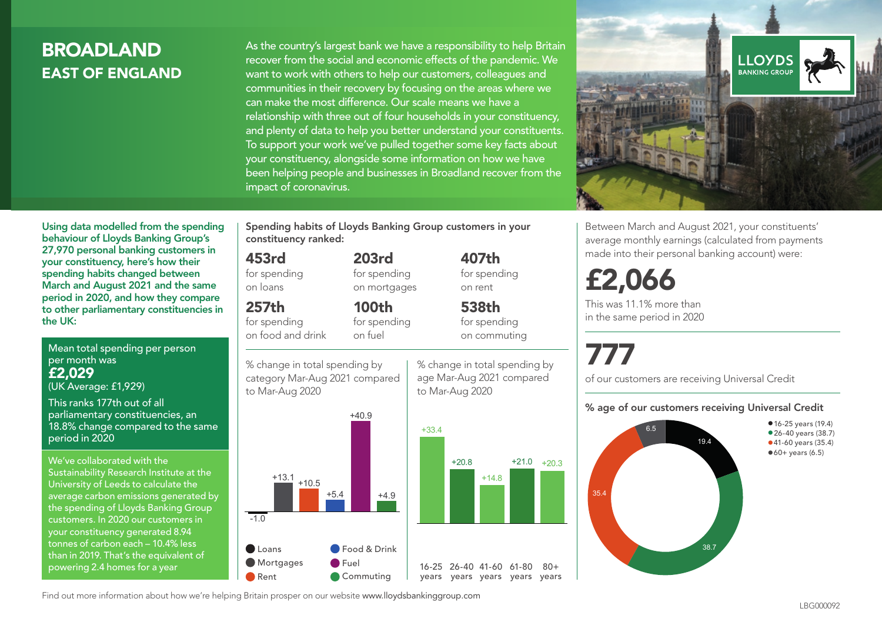# BROADLAND
## EAST OF ENGLAND

As the country's largest bank we have a responsibility to help Britain recover from the social and economic effects of the pandemic. We want to work with others to help our customers, colleagues and communities in their recovery by focusing on the areas where we can make the most difference. Our scale means we have a relationship with three out of four households in your constituency, and plenty of data to help you better understand your constituents. To support your work we've pulled together some key facts about your constituency, alongside some information on how we have been helping people and businesses in Broadland recover from the impact of coronavirus.

**Using data modelled from the spending behaviour of Lloyds Banking Group's 27,970 personal banking customers in your constituency, here's how their spending habits changed between March and August 2021 and the same period in 2020, and how they compare to other parliamentary constituencies in the UK:**

Mean total spending per person per month was
**£2,029**
(UK Average: £1,929)

This ranks 177th out of all parliamentary constituencies, an 18.8% change compared to the same period in 2020

We've collaborated with the Sustainability Research Institute at the University of Leeds to calculate the average carbon emissions generated by the spending of Lloyds Banking Group customers. In 2020 our customers in your constituency generated 8.94 tonnes of carbon each – 10.4% less than in 2019. That's the equivalent of powering 2.4 homes for a year

**Spending habits of Lloyds Banking Group customers in your constituency ranked:**

- **453rd** for spending on loans
- **203rd** for spending on mortgages
- **407th** for spending on rent
- **257th** for spending on food and drink
- **100th** for spending on fuel
- **538th** for spending on commuting

% change in total spending by category Mar-Aug 2021 compared to Mar-Aug 2020

| Category | % change |
|---|---|
| Loans | -1.0 |
| Mortgages | +13.1 |
| Rent | +10.5 |
| Food & Drink | +5.4 |
| Fuel | +40.9 |
| Commuting | +4.9 |

% change in total spending by age Mar-Aug 2021 compared to Mar-Aug 2020

| Age | % change |
|---|---|
| 16-25 years | +33.4 |
| 26-40 years | +20.8 |
| 41-60 years | +14.8 |
| 61-80 years | +21.0 |
| 80+ years | +20.3 |

Between March and August 2021, your constituents' average monthly earnings (calculated from payments made into their personal banking account) were:

**£2,066**

This was 11.1% more than in the same period in 2020

**777**

of our customers are receiving Universal Credit

**% age of our customers receiving Universal Credit**

- 16-25 years (19.4)
- 26-40 years (38.7)
- 41-60 years (35.4)
- 60+ years (6.5)

Find out more information about how we're helping Britain prosper on our website www.lloydsbankinggroup.com

LBG000092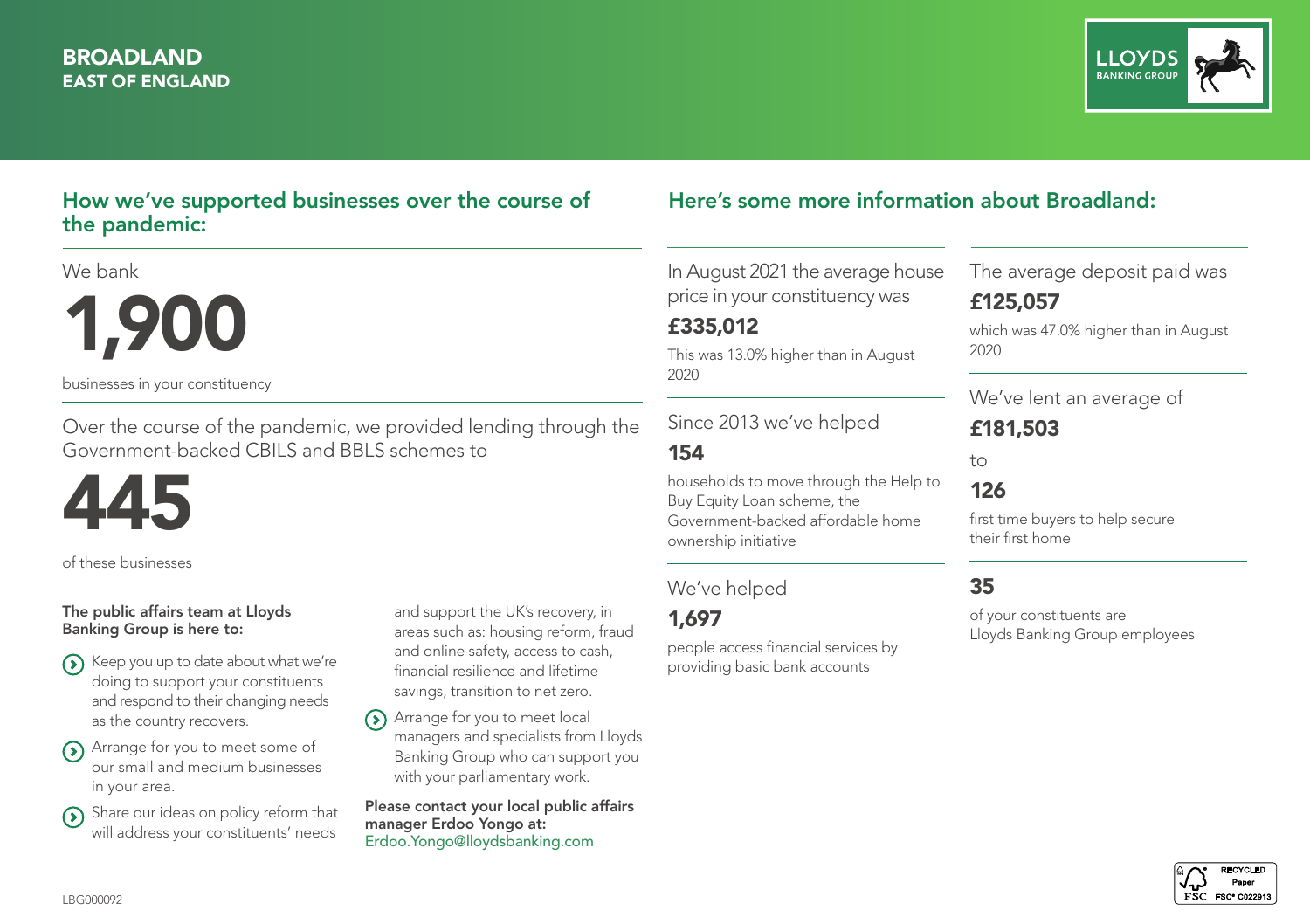**BROADLAND**
**EAST OF ENGLAND**

LLOYDS BANKING GROUP

## How we've supported businesses over the course of the pandemic:

We bank

# 1,900

businesses in your constituency

Over the course of the pandemic, we provided lending through the Government-backed CBILS and BBLS schemes to

# 445

of these businesses

**The public affairs team at Lloyds Banking Group is here to:**

- Keep you up to date about what we're doing to support your constituents and respond to their changing needs as the country recovers.
- Arrange for you to meet some of our small and medium businesses in your area.
- Share our ideas on policy reform that will address your constituents' needs and support the UK's recovery, in areas such as: housing reform, fraud and online safety, access to cash, financial resilience and lifetime savings, transition to net zero.
- Arrange for you to meet local managers and specialists from Lloyds Banking Group who can support you with your parliamentary work.

**Please contact your local public affairs manager Erdoo Yongo at:**
Erdoo.Yongo@lloydsbanking.com

## Here's some more information about Broadland:

In August 2021 the average house price in your constituency was

**£335,012**

This was 13.0% higher than in August 2020

Since 2013 we've helped

**154**

households to move through the Help to Buy Equity Loan scheme, the Government-backed affordable home ownership initiative

We've helped

**1,697**

people access financial services by providing basic bank accounts

The average deposit paid was

**£125,057**

which was 47.0% higher than in August 2020

We've lent an average of

**£181,503**

to

**126**

first time buyers to help secure their first home

**35**

of your constituents are Lloyds Banking Group employees

LBG000092